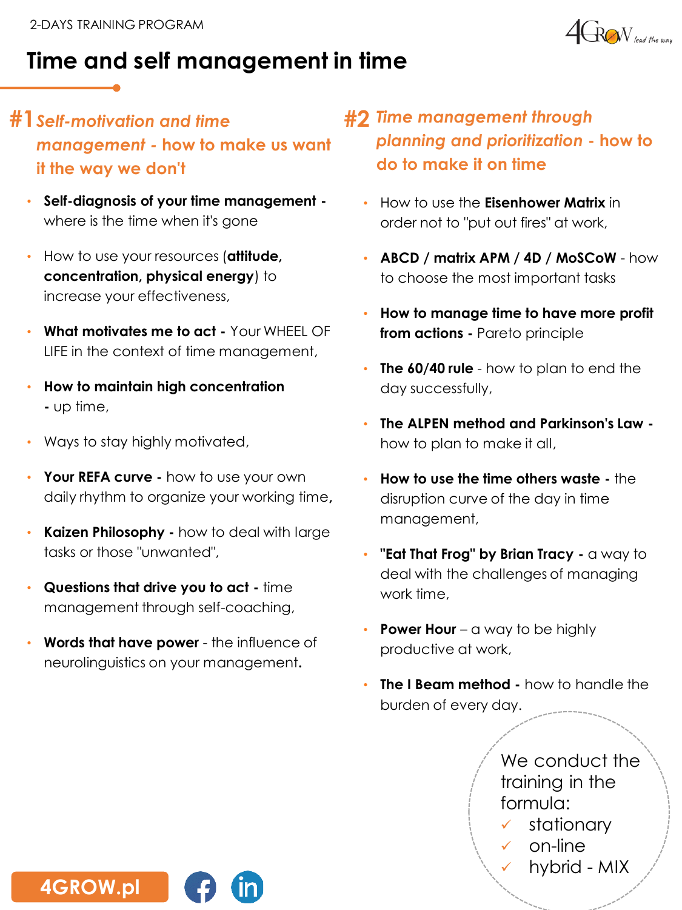2-DAYS TRAINING PROGRAM

# Time and self management in time

## #1 *Self-motivation and time management - how to make us want it the way we don't*

- **Self-diagnosis of your time management -** where is the time when it's gone
- How to use your resources (**attitude, concentration, physical energy**) to increase your effectiveness,
- **What motivates me to act -** Your WHEEL OF LIFE in the context of time management,
- **How to maintain high concentration -** up time,
- Ways to stay highly motivated,
- **Your REFA curve -** how to use your own daily rhythm to organize your working time**,**
- **Kaizen Philosophy -** how to deal with large tasks or those "unwanted",
- **Questions that drive you to act -** time management through self-coaching,
- **Words that have power** - the influence of neurolinguistics on your management**.**

## #2 *Time management through planning and prioritization - how to do to make it on time*

- How to use the **Eisenhower Matrix** in order not to "put out fires" at work,
- **ABCD / matrix APM / 4D / MoSCoW** - how to choose the most important tasks
- **How to manage time to have more profit from actions -** Pareto principle
- **The 60/40 rule** - how to plan to end the day successfully,
- **The ALPEN method and Parkinson's Law -** how to plan to make it all,
- **How to use the time others waste -** the disruption curve of the day in time management,
- **"Eat That Frog" by Brian Tracy -** a way to deal with the challenges of managing work time,
- **Power Hour** – a way to be highly productive at work,
- **The I Beam method -** how to handle the burden of every day.

We conduct the training in the formula:

- ✓ stationary
- ✓ on-line
- ✓ hybrid - MIX

4GROW.pl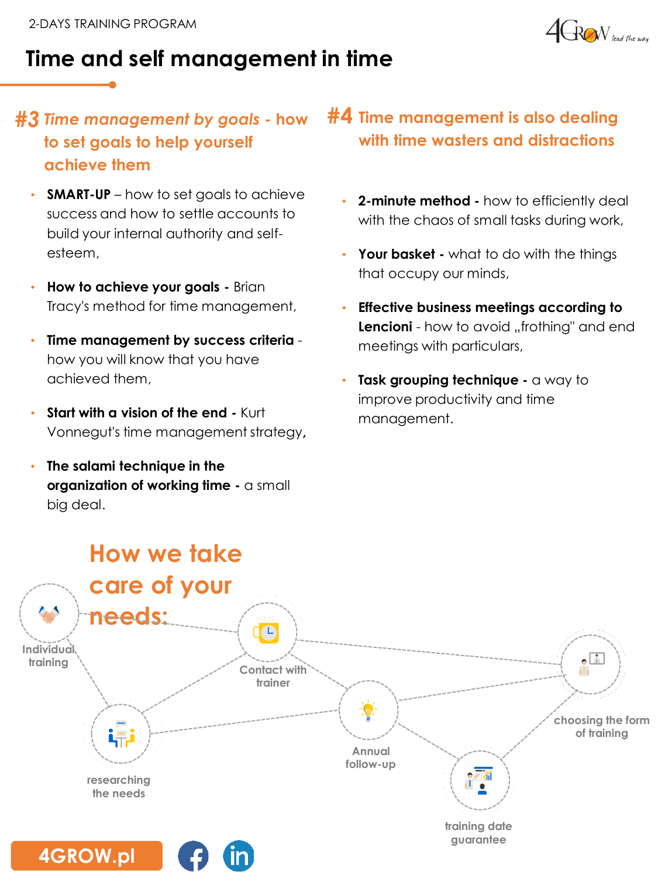2-DAYS TRAINING PROGRAM

# Time and self management in time

## #3 Time management by goals - how to set goals to help yourself achieve them

- **SMART-UP** – how to set goals to achieve success and how to settle accounts to build your internal authority and self-esteem,
- **How to achieve your goals -** Brian Tracy's method for time management,
- **Time management by success criteria** - how you will know that you have achieved them,
- **Start with a vision of the end -** Kurt Vonnegut's time management strategy,
- **The salami technique in the organization of working time -** a small big deal.

## #4 Time management is also dealing with time wasters and distractions

- **2-minute method -** how to efficiently deal with the chaos of small tasks during work,
- **Your basket -** what to do with the things that occupy our minds,
- **Effective business meetings according to Lencioni** - how to avoid „frothing" and end meetings with particulars,
- **Task grouping technique -** a way to improve productivity and time management.

## How we take care of your needs:

- Individual training
- Contact with trainer
- choosing the form of training
- researching the needs
- Annual follow-up
- training date guarantee

4GROW.pl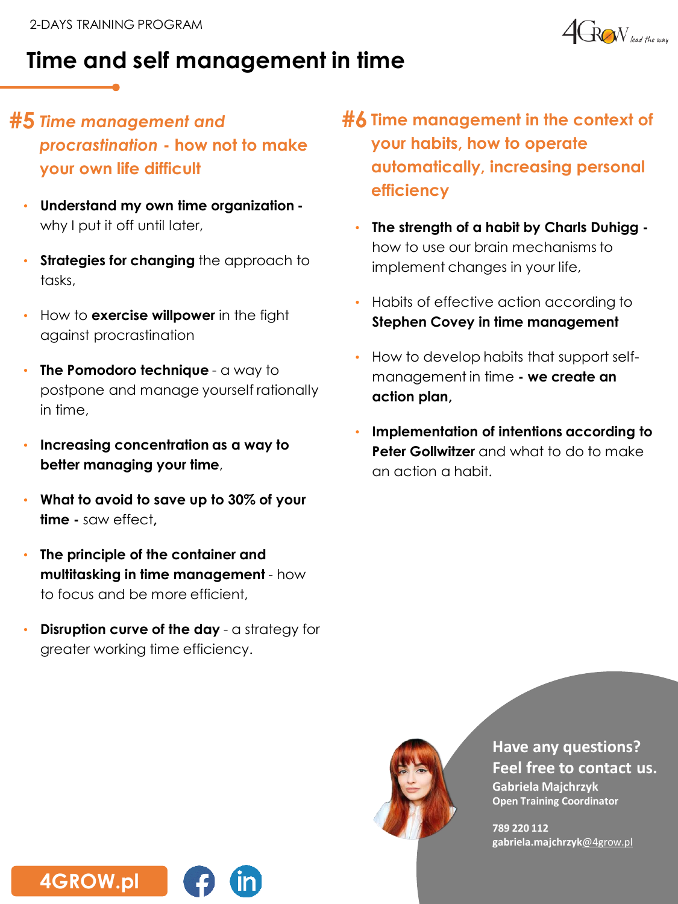2-DAYS TRAINING PROGRAM

# Time and self management in time

## #5 *Time management and procrastination* - how not to make your own life difficult

- **Understand my own time organization -** why I put it off until later,
- **Strategies for changing** the approach to tasks,
- How to **exercise willpower** in the fight against procrastination
- **The Pomodoro technique** - a way to postpone and manage yourself rationally in time,
- **Increasing concentration as a way to better managing your time**,
- **What to avoid to save up to 30% of your time -** saw effect**,**
- **The principle of the container and multitasking in time management** - how to focus and be more efficient,
- **Disruption curve of the day** - a strategy for greater working time efficiency.

## #6 Time management in the context of your habits, how to operate automatically, increasing personal efficiency

- **The strength of a habit by Charls Duhigg -** how to use our brain mechanisms to implement changes in your life,
- Habits of effective action according to **Stephen Covey in time management**
- How to develop habits that support self-management in time **- we create an action plan,**
- **Implementation of intentions according to Peter Gollwitzer** and what to do to make an action a habit.

**Have any questions?**
**Feel free to contact us.**
**Gabriela Majchrzyk**
**Open Training Coordinator**

**789 220 112**
**gabriela.majchrzyk@4grow.pl**

**4GROW.pl**